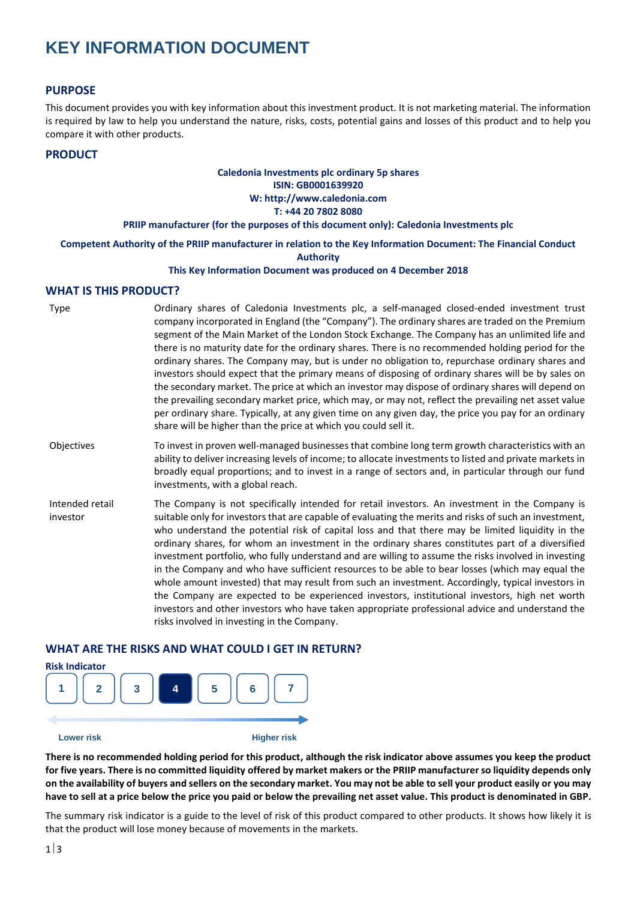# KEY INFORMATION DOCUMENT

## PURPOSE

This document provides you with key information about this investment product. It is not marketing material. The information is required by law to help you understand the nature, risks, costs, potential gains and losses of this product and to help you compare it with other products.

## PRODUCT

**Caledonia Investments plc ordinary 5p shares**
**ISIN: GB0001639920**
**W: http://www.caledonia.com**
**T: +44 20 7802 8080**
**PRIIP manufacturer (for the purposes of this document only): Caledonia Investments plc**

**Competent Authority of the PRIIP manufacturer in relation to the Key Information Document: The Financial Conduct Authority**

**This Key Information Document was produced on 4 December 2018**

## WHAT IS THIS PRODUCT?

| | |
|---|---|
| Type | Ordinary shares of Caledonia Investments plc, a self-managed closed-ended investment trust company incorporated in England (the "Company"). The ordinary shares are traded on the Premium segment of the Main Market of the London Stock Exchange. The Company has an unlimited life and there is no maturity date for the ordinary shares. There is no recommended holding period for the ordinary shares. The Company may, but is under no obligation to, repurchase ordinary shares and investors should expect that the primary means of disposing of ordinary shares will be by sales on the secondary market. The price at which an investor may dispose of ordinary shares will depend on the prevailing secondary market price, which may, or may not, reflect the prevailing net asset value per ordinary share. Typically, at any given time on any given day, the price you pay for an ordinary share will be higher than the price at which you could sell it. |
| Objectives | To invest in proven well-managed businesses that combine long term growth characteristics with an ability to deliver increasing levels of income; to allocate investments to listed and private markets in broadly equal proportions; and to invest in a range of sectors and, in particular through our fund investments, with a global reach. |
| Intended retail investor | The Company is not specifically intended for retail investors. An investment in the Company is suitable only for investors that are capable of evaluating the merits and risks of such an investment, who understand the potential risk of capital loss and that there may be limited liquidity in the ordinary shares, for whom an investment in the ordinary shares constitutes part of a diversified investment portfolio, who fully understand and are willing to assume the risks involved in investing in the Company and who have sufficient resources to be able to bear losses (which may equal the whole amount invested) that may result from such an investment. Accordingly, typical investors in the Company are expected to be experienced investors, institutional investors, high net worth investors and other investors who have taken appropriate professional advice and understand the risks involved in investing in the Company. |

## WHAT ARE THE RISKS AND WHAT COULD I GET IN RETURN?

**Risk Indicator**

| 1 | 2 | 3 | **4** | 5 | 6 | 7 |
|---|---|---|---|---|---|---|

Lower risk → Higher risk

**There is no recommended holding period for this product, although the risk indicator above assumes you keep the product for five years. There is no committed liquidity offered by market makers or the PRIIP manufacturer so liquidity depends only on the availability of buyers and sellers on the secondary market. You may not be able to sell your product easily or you may have to sell at a price below the price you paid or below the prevailing net asset value. This product is denominated in GBP.**

The summary risk indicator is a guide to the level of risk of this product compared to other products. It shows how likely it is that the product will lose money because of movements in the markets.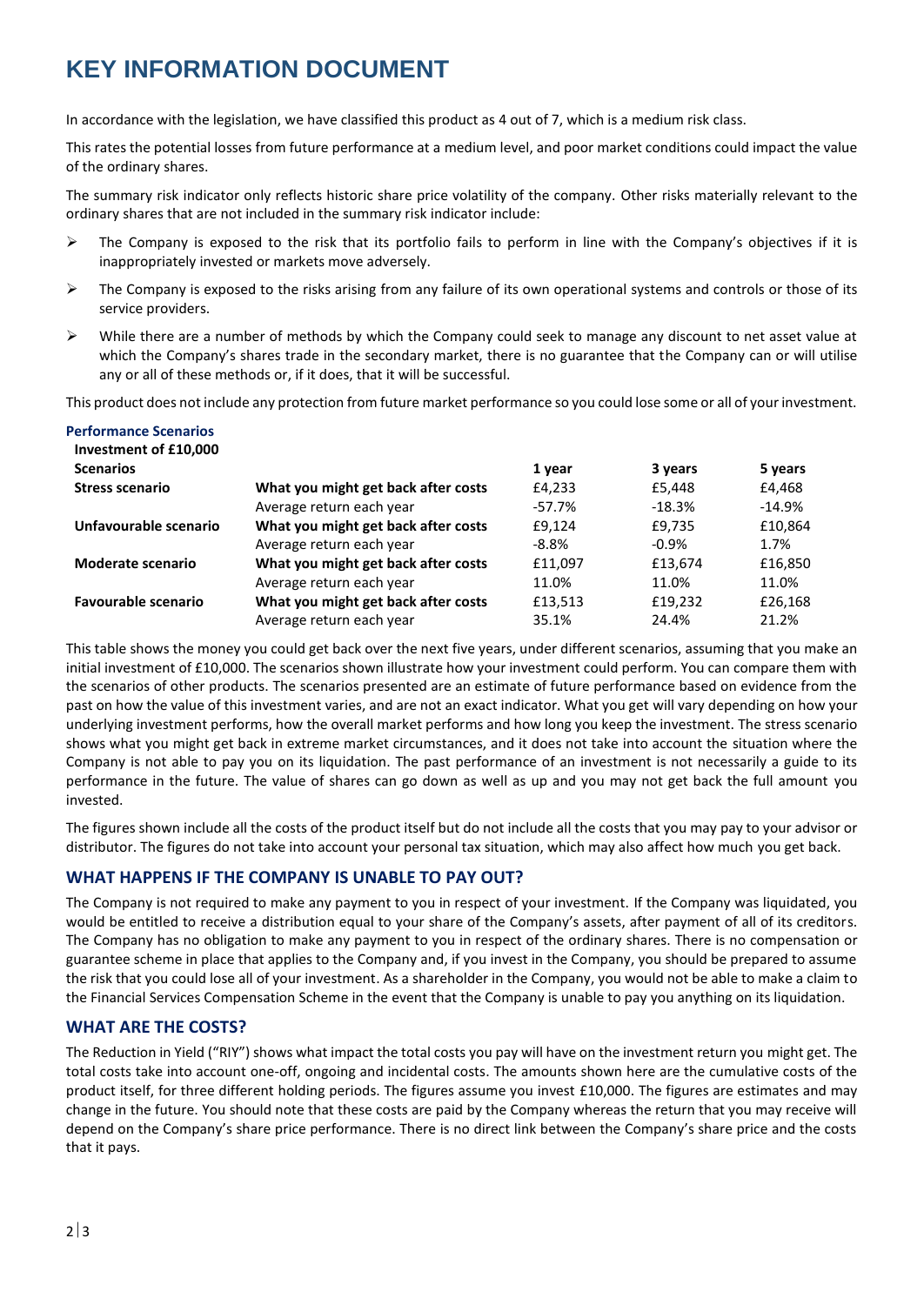# KEY INFORMATION DOCUMENT

In accordance with the legislation, we have classified this product as 4 out of 7, which is a medium risk class.

This rates the potential losses from future performance at a medium level, and poor market conditions could impact the value of the ordinary shares.

The summary risk indicator only reflects historic share price volatility of the company. Other risks materially relevant to the ordinary shares that are not included in the summary risk indicator include:

- The Company is exposed to the risk that its portfolio fails to perform in line with the Company's objectives if it is inappropriately invested or markets move adversely.
- The Company is exposed to the risks arising from any failure of its own operational systems and controls or those of its service providers.
- While there are a number of methods by which the Company could seek to manage any discount to net asset value at which the Company's shares trade in the secondary market, there is no guarantee that the Company can or will utilise any or all of these methods or, if it does, that it will be successful.

This product does not include any protection from future market performance so you could lose some or all of your investment.

**Performance Scenarios**

| Investment of £10,000<br>Scenarios | | 1 year | 3 years | 5 years |
|---|---|---|---|---|
| **Stress scenario** | **What you might get back after costs** | £4,233 | £5,448 | £4,468 |
| | Average return each year | -57.7% | -18.3% | -14.9% |
| **Unfavourable scenario** | **What you might get back after costs** | £9,124 | £9,735 | £10,864 |
| | Average return each year | -8.8% | -0.9% | 1.7% |
| **Moderate scenario** | **What you might get back after costs** | £11,097 | £13,674 | £16,850 |
| | Average return each year | 11.0% | 11.0% | 11.0% |
| **Favourable scenario** | **What you might get back after costs** | £13,513 | £19,232 | £26,168 |
| | Average return each year | 35.1% | 24.4% | 21.2% |

This table shows the money you could get back over the next five years, under different scenarios, assuming that you make an initial investment of £10,000. The scenarios shown illustrate how your investment could perform. You can compare them with the scenarios of other products. The scenarios presented are an estimate of future performance based on evidence from the past on how the value of this investment varies, and are not an exact indicator. What you get will vary depending on how your underlying investment performs, how the overall market performs and how long you keep the investment. The stress scenario shows what you might get back in extreme market circumstances, and it does not take into account the situation where the Company is not able to pay you on its liquidation. The past performance of an investment is not necessarily a guide to its performance in the future. The value of shares can go down as well as up and you may not get back the full amount you invested.

The figures shown include all the costs of the product itself but do not include all the costs that you may pay to your advisor or distributor. The figures do not take into account your personal tax situation, which may also affect how much you get back.

## WHAT HAPPENS IF THE COMPANY IS UNABLE TO PAY OUT?

The Company is not required to make any payment to you in respect of your investment. If the Company was liquidated, you would be entitled to receive a distribution equal to your share of the Company's assets, after payment of all of its creditors. The Company has no obligation to make any payment to you in respect of the ordinary shares. There is no compensation or guarantee scheme in place that applies to the Company and, if you invest in the Company, you should be prepared to assume the risk that you could lose all of your investment. As a shareholder in the Company, you would not be able to make a claim to the Financial Services Compensation Scheme in the event that the Company is unable to pay you anything on its liquidation.

## WHAT ARE THE COSTS?

The Reduction in Yield ("RIY") shows what impact the total costs you pay will have on the investment return you might get. The total costs take into account one-off, ongoing and incidental costs. The amounts shown here are the cumulative costs of the product itself, for three different holding periods. The figures assume you invest £10,000. The figures are estimates and may change in the future. You should note that these costs are paid by the Company whereas the return that you may receive will depend on the Company's share price performance. There is no direct link between the Company's share price and the costs that it pays.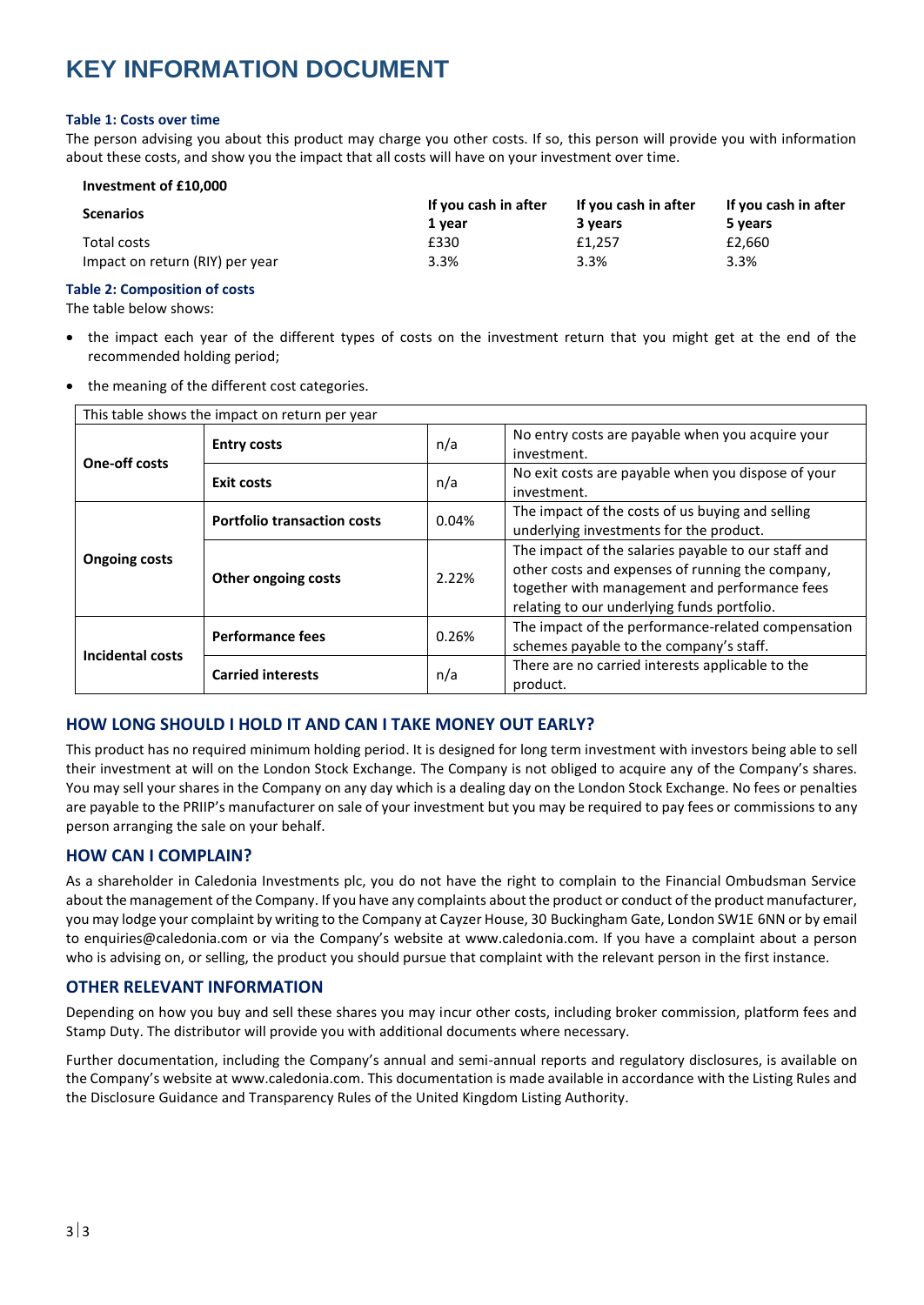# KEY INFORMATION DOCUMENT

### Table 1: Costs over time

The person advising you about this product may charge you other costs. If so, this person will provide you with information about these costs, and show you the impact that all costs will have on your investment over time.

| **Investment of £10,000** | | | |
|---|---|---|---|
| **Scenarios** | **If you cash in after 1 year** | **If you cash in after 3 years** | **If you cash in after 5 years** |
| Total costs | £330 | £1,257 | £2,660 |
| Impact on return (RIY) per year | 3.3% | 3.3% | 3.3% |

### Table 2: Composition of costs

The table below shows:

- the impact each year of the different types of costs on the investment return that you might get at the end of the recommended holding period;
- the meaning of the different cost categories.

| This table shows the impact on return per year | | | |
|---|---|---|---|
| **One-off costs** | **Entry costs** | n/a | No entry costs are payable when you acquire your investment. |
| | **Exit costs** | n/a | No exit costs are payable when you dispose of your investment. |
| **Ongoing costs** | **Portfolio transaction costs** | 0.04% | The impact of the costs of us buying and selling underlying investments for the product. |
| | **Other ongoing costs** | 2.22% | The impact of the salaries payable to our staff and other costs and expenses of running the company, together with management and performance fees relating to our underlying funds portfolio. |
| **Incidental costs** | **Performance fees** | 0.26% | The impact of the performance-related compensation schemes payable to the company's staff. |
| | **Carried interests** | n/a | There are no carried interests applicable to the product. |

## HOW LONG SHOULD I HOLD IT AND CAN I TAKE MONEY OUT EARLY?

This product has no required minimum holding period. It is designed for long term investment with investors being able to sell their investment at will on the London Stock Exchange. The Company is not obliged to acquire any of the Company's shares. You may sell your shares in the Company on any day which is a dealing day on the London Stock Exchange. No fees or penalties are payable to the PRIIP's manufacturer on sale of your investment but you may be required to pay fees or commissions to any person arranging the sale on your behalf.

## HOW CAN I COMPLAIN?

As a shareholder in Caledonia Investments plc, you do not have the right to complain to the Financial Ombudsman Service about the management of the Company. If you have any complaints about the product or conduct of the product manufacturer, you may lodge your complaint by writing to the Company at Cayzer House, 30 Buckingham Gate, London SW1E 6NN or by email to enquiries@caledonia.com or via the Company's website at www.caledonia.com. If you have a complaint about a person who is advising on, or selling, the product you should pursue that complaint with the relevant person in the first instance.

## OTHER RELEVANT INFORMATION

Depending on how you buy and sell these shares you may incur other costs, including broker commission, platform fees and Stamp Duty. The distributor will provide you with additional documents where necessary.

Further documentation, including the Company's annual and semi-annual reports and regulatory disclosures, is available on the Company's website at www.caledonia.com. This documentation is made available in accordance with the Listing Rules and the Disclosure Guidance and Transparency Rules of the United Kingdom Listing Authority.